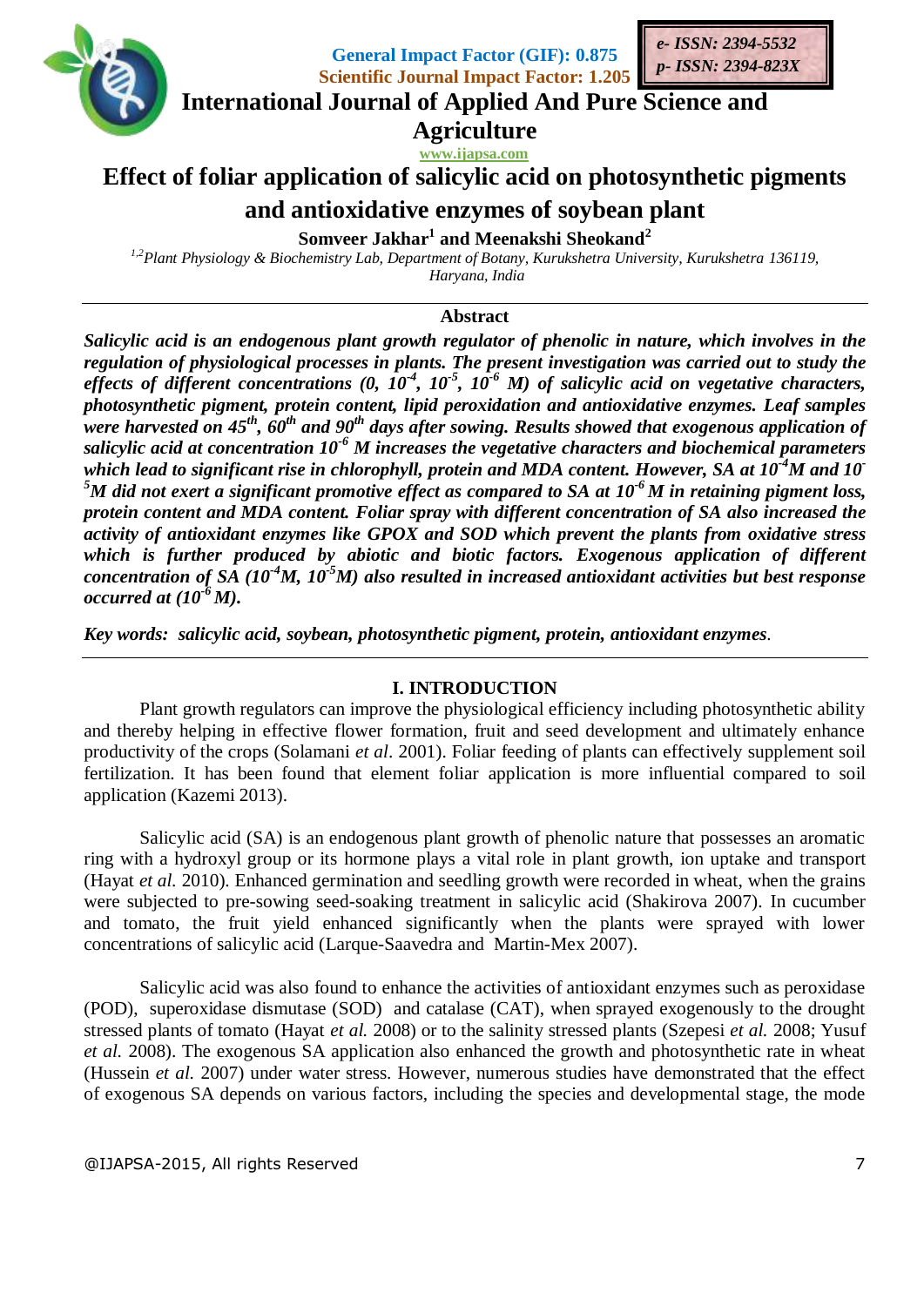General Impact Factor (GIF): 0.875
Scientific Journal Impact Factor: 1.205

*e- ISSN: 2394-5532*
*p- ISSN: 2394-823X*

# International Journal of Applied And Pure Science and Agriculture

www.ijapsa.com

# Effect of foliar application of salicylic acid on photosynthetic pigments and antioxidative enzymes of soybean plant

**Somveer Jakhar[1] and Meenakshi Sheokand[2]**

*[1,2]Plant Physiology & Biochemistry Lab, Department of Botany, Kurukshetra University, Kurukshetra 136119, Haryana, India*

## Abstract

***Salicylic acid is an endogenous plant growth regulator of phenolic in nature, which involves in the regulation of physiological processes in plants. The present investigation was carried out to study the effects of different concentrations (0, $10^{-4}$, $10^{-5}$, $10^{-6}$ M) of salicylic acid on vegetative characters, photosynthetic pigment, protein content, lipid peroxidation and antioxidative enzymes. Leaf samples were harvested on 45th, 60th and 90th days after sowing. Results showed that exogenous application of salicylic acid at concentration $10^{-6}$ M increases the vegetative characters and biochemical parameters which lead to significant rise in chlorophyll, protein and MDA content. However, SA at $10^{-4}$M and $10^{-5}$M did not exert a significant promotive effect as compared to SA at $10^{-6}$ M in retaining pigment loss, protein content and MDA content. Foliar spray with different concentration of SA also increased the activity of antioxidant enzymes like GPOX and SOD which prevent the plants from oxidative stress which is further produced by abiotic and biotic factors. Exogenous application of different concentration of SA ($10^{-4}$M, $10^{-5}$M) also resulted in increased antioxidant activities but best response occurred at ($10^{-6}$ M).***

***Key words:** salicylic acid, soybean, photosynthetic pigment, protein, antioxidant enzymes*.

## I. INTRODUCTION

Plant growth regulators can improve the physiological efficiency including photosynthetic ability and thereby helping in effective flower formation, fruit and seed development and ultimately enhance productivity of the crops (Solamani *et al*. 2001). Foliar feeding of plants can effectively supplement soil fertilization. It has been found that element foliar application is more influential compared to soil application (Kazemi 2013).

Salicylic acid (SA) is an endogenous plant growth of phenolic nature that possesses an aromatic ring with a hydroxyl group or its hormone plays a vital role in plant growth, ion uptake and transport (Hayat *et al.* 2010). Enhanced germination and seedling growth were recorded in wheat, when the grains were subjected to pre-sowing seed-soaking treatment in salicylic acid (Shakirova 2007). In cucumber and tomato, the fruit yield enhanced significantly when the plants were sprayed with lower concentrations of salicylic acid (Larque-Saavedra and Martin-Mex 2007).

Salicylic acid was also found to enhance the activities of antioxidant enzymes such as peroxidase (POD), superoxidase dismutase (SOD) and catalase (CAT), when sprayed exogenously to the drought stressed plants of tomato (Hayat *et al.* 2008) or to the salinity stressed plants (Szepesi *et al.* 2008; Yusuf *et al.* 2008). The exogenous SA application also enhanced the growth and photosynthetic rate in wheat (Hussein *et al.* 2007) under water stress. However, numerous studies have demonstrated that the effect of exogenous SA depends on various factors, including the species and developmental stage, the mode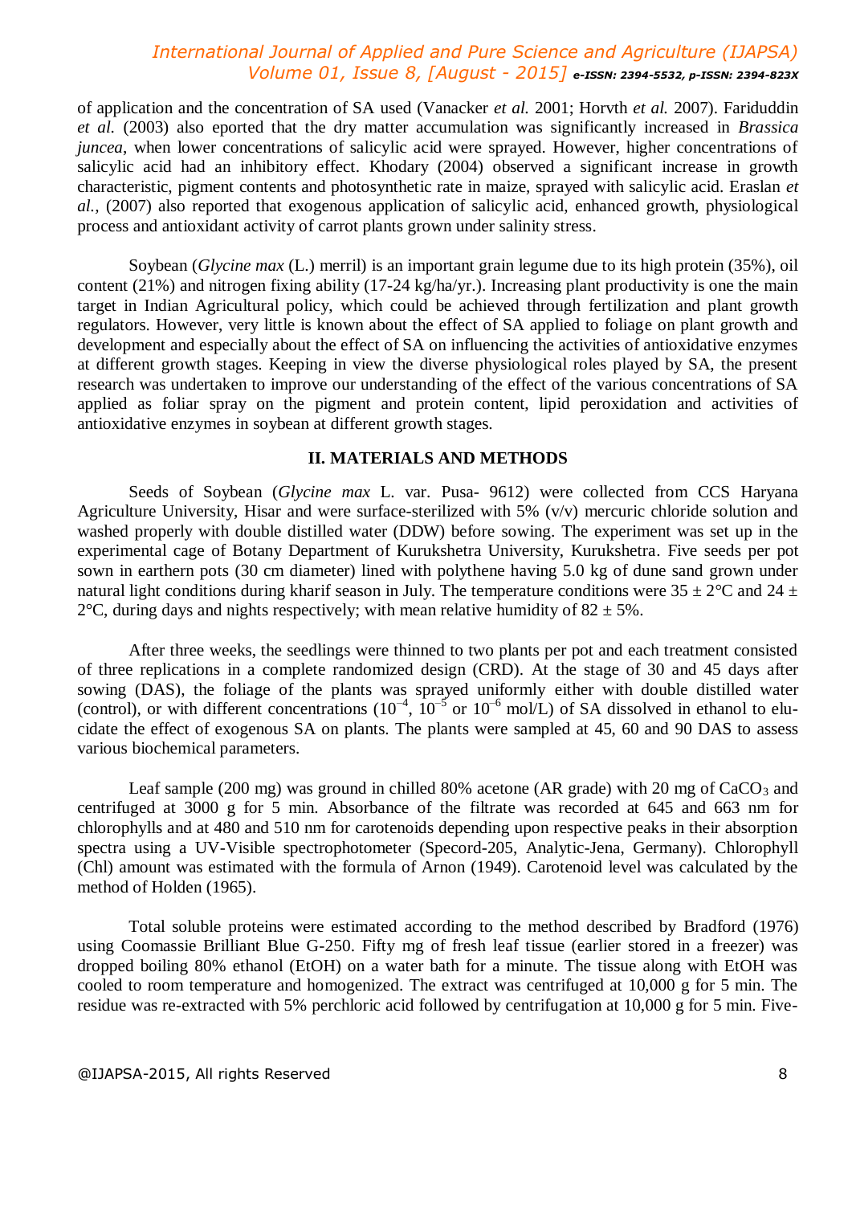of application and the concentration of SA used (Vanacker *et al.* 2001; Horvth *et al.* 2007). Fariduddin *et al.* (2003) also eported that the dry matter accumulation was significantly increased in *Brassica juncea*, when lower concentrations of salicylic acid were sprayed. However, higher concentrations of salicylic acid had an inhibitory effect. Khodary (2004) observed a significant increase in growth characteristic, pigment contents and photosynthetic rate in maize, sprayed with salicylic acid. Eraslan *et al.*, (2007) also reported that exogenous application of salicylic acid, enhanced growth, physiological process and antioxidant activity of carrot plants grown under salinity stress.

Soybean (*Glycine max* (L.) merril) is an important grain legume due to its high protein (35%), oil content (21%) and nitrogen fixing ability (17-24 kg/ha/yr.). Increasing plant productivity is one the main target in Indian Agricultural policy, which could be achieved through fertilization and plant growth regulators. However, very little is known about the effect of SA applied to foliage on plant growth and development and especially about the effect of SA on influencing the activities of antioxidative enzymes at different growth stages. Keeping in view the diverse physiological roles played by SA, the present research was undertaken to improve our understanding of the effect of the various concentrations of SA applied as foliar spray on the pigment and protein content, lipid peroxidation and activities of antioxidative enzymes in soybean at different growth stages.

## II. MATERIALS AND METHODS

Seeds of Soybean (*Glycine max* L. var. Pusa- 9612) were collected from CCS Haryana Agriculture University, Hisar and were surface-sterilized with 5% (v/v) mercuric chloride solution and washed properly with double distilled water (DDW) before sowing. The experiment was set up in the experimental cage of Botany Department of Kurukshetra University, Kurukshetra. Five seeds per pot sown in earthern pots (30 cm diameter) lined with polythene having 5.0 kg of dune sand grown under natural light conditions during kharif season in July. The temperature conditions were 35 ± 2°C and 24 ± 2°C, during days and nights respectively; with mean relative humidity of 82 ± 5%.

After three weeks, the seedlings were thinned to two plants per pot and each treatment consisted of three replications in a complete randomized design (CRD). At the stage of 30 and 45 days after sowing (DAS), the foliage of the plants was sprayed uniformly either with double distilled water (control), or with different concentrations ($10^{-4}$, $10^{-5}$ or $10^{-6}$ mol/L) of SA dissolved in ethanol to elucidate the effect of exogenous SA on plants. The plants were sampled at 45, 60 and 90 DAS to assess various biochemical parameters.

Leaf sample (200 mg) was ground in chilled 80% acetone (AR grade) with 20 mg of $CaCO_3$ and centrifuged at 3000 g for 5 min. Absorbance of the filtrate was recorded at 645 and 663 nm for chlorophylls and at 480 and 510 nm for carotenoids depending upon respective peaks in their absorption spectra using a UV-Visible spectrophotometer (Specord-205, Analytic-Jena, Germany). Chlorophyll (Chl) amount was estimated with the formula of Arnon (1949). Carotenoid level was calculated by the method of Holden (1965).

Total soluble proteins were estimated according to the method described by Bradford (1976) using Coomassie Brilliant Blue G-250. Fifty mg of fresh leaf tissue (earlier stored in a freezer) was dropped boiling 80% ethanol (EtOH) on a water bath for a minute. The tissue along with EtOH was cooled to room temperature and homogenized. The extract was centrifuged at 10,000 g for 5 min. The residue was re-extracted with 5% perchloric acid followed by centrifugation at 10,000 g for 5 min. Five-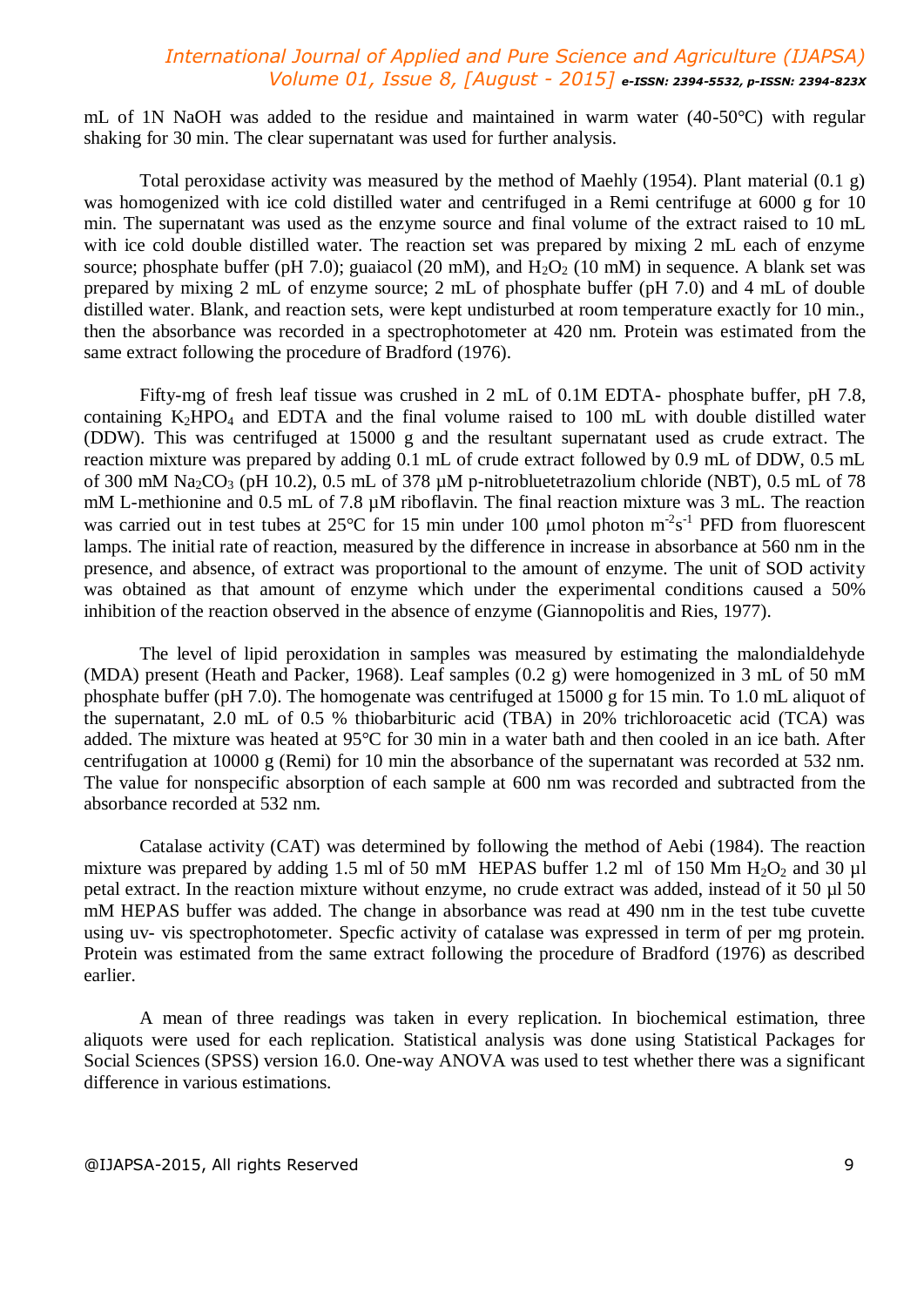mL of 1N NaOH was added to the residue and maintained in warm water (40-50°C) with regular shaking for 30 min. The clear supernatant was used for further analysis.

Total peroxidase activity was measured by the method of Maehly (1954). Plant material (0.1 g) was homogenized with ice cold distilled water and centrifuged in a Remi centrifuge at 6000 g for 10 min. The supernatant was used as the enzyme source and final volume of the extract raised to 10 mL with ice cold double distilled water. The reaction set was prepared by mixing 2 mL each of enzyme source; phosphate buffer (pH 7.0); guaiacol (20 mM), and $H_2O_2$ (10 mM) in sequence. A blank set was prepared by mixing 2 mL of enzyme source; 2 mL of phosphate buffer (pH 7.0) and 4 mL of double distilled water. Blank, and reaction sets, were kept undisturbed at room temperature exactly for 10 min., then the absorbance was recorded in a spectrophotometer at 420 nm. Protein was estimated from the same extract following the procedure of Bradford (1976).

Fifty-mg of fresh leaf tissue was crushed in 2 mL of 0.1M EDTA- phosphate buffer, pH 7.8, containing $K_2HPO_4$ and EDTA and the final volume raised to 100 mL with double distilled water (DDW). This was centrifuged at 15000 g and the resultant supernatant used as crude extract. The reaction mixture was prepared by adding 0.1 mL of crude extract followed by 0.9 mL of DDW, 0.5 mL of 300 mM $Na_2CO_3$ (pH 10.2), 0.5 mL of 378 µM p-nitrobluetetrazolium chloride (NBT), 0.5 mL of 78 mM L-methionine and 0.5 mL of 7.8 µM riboflavin. The final reaction mixture was 3 mL. The reaction was carried out in test tubes at 25°C for 15 min under 100 µmol photon $m^{-2}s^{-1}$ PFD from fluorescent lamps. The initial rate of reaction, measured by the difference in increase in absorbance at 560 nm in the presence, and absence, of extract was proportional to the amount of enzyme. The unit of SOD activity was obtained as that amount of enzyme which under the experimental conditions caused a 50% inhibition of the reaction observed in the absence of enzyme (Giannopolitis and Ries, 1977).

The level of lipid peroxidation in samples was measured by estimating the malondialdehyde (MDA) present (Heath and Packer, 1968). Leaf samples (0.2 g) were homogenized in 3 mL of 50 mM phosphate buffer (pH 7.0). The homogenate was centrifuged at 15000 g for 15 min. To 1.0 mL aliquot of the supernatant, 2.0 mL of 0.5 % thiobarbituric acid (TBA) in 20% trichloroacetic acid (TCA) was added. The mixture was heated at 95°C for 30 min in a water bath and then cooled in an ice bath. After centrifugation at 10000 g (Remi) for 10 min the absorbance of the supernatant was recorded at 532 nm. The value for nonspecific absorption of each sample at 600 nm was recorded and subtracted from the absorbance recorded at 532 nm.

Catalase activity (CAT) was determined by following the method of Aebi (1984). The reaction mixture was prepared by adding 1.5 ml of 50 mM HEPAS buffer 1.2 ml of 150 Mm $H_2O_2$ and 30 µl petal extract. In the reaction mixture without enzyme, no crude extract was added, instead of it 50 µl 50 mM HEPAS buffer was added. The change in absorbance was read at 490 nm in the test tube cuvette using uv- vis spectrophotometer. Specfic activity of catalase was expressed in term of per mg protein. Protein was estimated from the same extract following the procedure of Bradford (1976) as described earlier.

A mean of three readings was taken in every replication. In biochemical estimation, three aliquots were used for each replication. Statistical analysis was done using Statistical Packages for Social Sciences (SPSS) version 16.0. One-way ANOVA was used to test whether there was a significant difference in various estimations.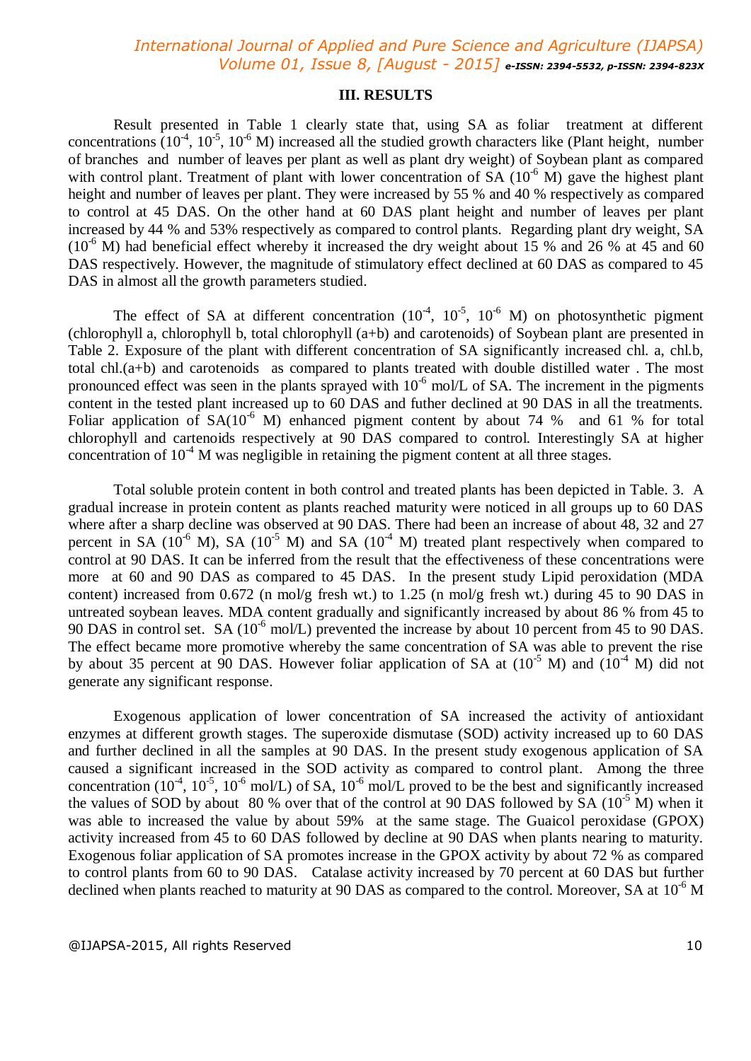### III. RESULTS

Result presented in Table 1 clearly state that, using SA as foliar treatment at different concentrations ($10^{-4}$, $10^{-5}$, $10^{-6}$ M) increased all the studied growth characters like (Plant height, number of branches and number of leaves per plant as well as plant dry weight) of Soybean plant as compared with control plant. Treatment of plant with lower concentration of SA ($10^{-6}$ M) gave the highest plant height and number of leaves per plant. They were increased by 55 % and 40 % respectively as compared to control at 45 DAS. On the other hand at 60 DAS plant height and number of leaves per plant increased by 44 % and 53% respectively as compared to control plants. Regarding plant dry weight, SA ($10^{-6}$ M) had beneficial effect whereby it increased the dry weight about 15 % and 26 % at 45 and 60 DAS respectively. However, the magnitude of stimulatory effect declined at 60 DAS as compared to 45 DAS in almost all the growth parameters studied.

The effect of SA at different concentration ($10^{-4}$, $10^{-5}$, $10^{-6}$ M) on photosynthetic pigment (chlorophyll a, chlorophyll b, total chlorophyll (a+b) and carotenoids) of Soybean plant are presented in Table 2. Exposure of the plant with different concentration of SA significantly increased chl. a, chl.b, total chl.(a+b) and carotenoids as compared to plants treated with double distilled water . The most pronounced effect was seen in the plants sprayed with $10^{-6}$ mol/L of SA. The increment in the pigments content in the tested plant increased up to 60 DAS and futher declined at 90 DAS in all the treatments. Foliar application of SA($10^{-6}$ M) enhanced pigment content by about 74 % and 61 % for total chlorophyll and cartenoids respectively at 90 DAS compared to control. Interestingly SA at higher concentration of $10^{-4}$ M was negligible in retaining the pigment content at all three stages.

Total soluble protein content in both control and treated plants has been depicted in Table. 3. A gradual increase in protein content as plants reached maturity were noticed in all groups up to 60 DAS where after a sharp decline was observed at 90 DAS. There had been an increase of about 48, 32 and 27 percent in SA ($10^{-6}$ M), SA ($10^{-5}$ M) and SA ($10^{-4}$ M) treated plant respectively when compared to control at 90 DAS. It can be inferred from the result that the effectiveness of these concentrations were more at 60 and 90 DAS as compared to 45 DAS. In the present study Lipid peroxidation (MDA content) increased from 0.672 (n mol/g fresh wt.) to 1.25 (n mol/g fresh wt.) during 45 to 90 DAS in untreated soybean leaves. MDA content gradually and significantly increased by about 86 % from 45 to 90 DAS in control set. SA ($10^{-6}$ mol/L) prevented the increase by about 10 percent from 45 to 90 DAS. The effect became more promotive whereby the same concentration of SA was able to prevent the rise by about 35 percent at 90 DAS. However foliar application of SA at ($10^{-5}$ M) and ($10^{-4}$ M) did not generate any significant response.

Exogenous application of lower concentration of SA increased the activity of antioxidant enzymes at different growth stages. The superoxide dismutase (SOD) activity increased up to 60 DAS and further declined in all the samples at 90 DAS. In the present study exogenous application of SA caused a significant increased in the SOD activity as compared to control plant. Among the three concentration ($10^{-4}$, $10^{-5}$, $10^{-6}$ mol/L) of SA, $10^{-6}$ mol/L proved to be the best and significantly increased the values of SOD by about 80 % over that of the control at 90 DAS followed by SA ($10^{-5}$ M) when it was able to increased the value by about 59% at the same stage. The Guaicol peroxidase (GPOX) activity increased from 45 to 60 DAS followed by decline at 90 DAS when plants nearing to maturity. Exogenous foliar application of SA promotes increase in the GPOX activity by about 72 % as compared to control plants from 60 to 90 DAS. Catalase activity increased by 70 percent at 60 DAS but further declined when plants reached to maturity at 90 DAS as compared to the control. Moreover, SA at $10^{-6}$ M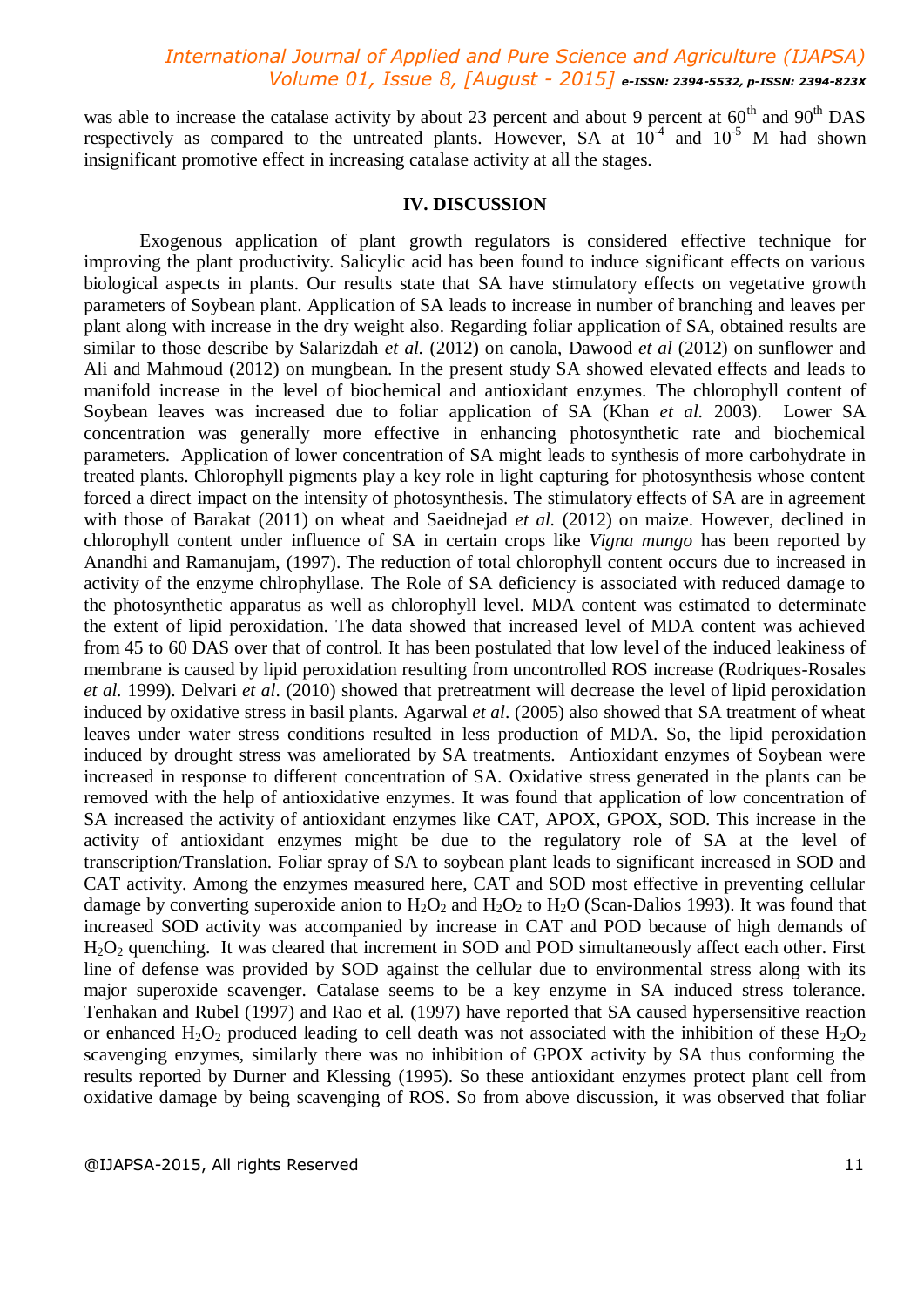was able to increase the catalase activity by about 23 percent and about 9 percent at 60$^{th}$ and 90$^{th}$ DAS respectively as compared to the untreated plants. However, SA at $10^{-4}$ and $10^{-5}$ M had shown insignificant promotive effect in increasing catalase activity at all the stages.

## IV. DISCUSSION

Exogenous application of plant growth regulators is considered effective technique for improving the plant productivity. Salicylic acid has been found to induce significant effects on various biological aspects in plants. Our results state that SA have stimulatory effects on vegetative growth parameters of Soybean plant. Application of SA leads to increase in number of branching and leaves per plant along with increase in the dry weight also. Regarding foliar application of SA, obtained results are similar to those describe by Salarizdah *et al.* (2012) on canola, Dawood *et al* (2012) on sunflower and Ali and Mahmoud (2012) on mungbean. In the present study SA showed elevated effects and leads to manifold increase in the level of biochemical and antioxidant enzymes. The chlorophyll content of Soybean leaves was increased due to foliar application of SA (Khan *et al.* 2003). Lower SA concentration was generally more effective in enhancing photosynthetic rate and biochemical parameters. Application of lower concentration of SA might leads to synthesis of more carbohydrate in treated plants. Chlorophyll pigments play a key role in light capturing for photosynthesis whose content forced a direct impact on the intensity of photosynthesis. The stimulatory effects of SA are in agreement with those of Barakat (2011) on wheat and Saeidnejad *et al.* (2012) on maize. However, declined in chlorophyll content under influence of SA in certain crops like *Vigna mungo* has been reported by Anandhi and Ramanujam, (1997). The reduction of total chlorophyll content occurs due to increased in activity of the enzyme chlrophyllase. The Role of SA deficiency is associated with reduced damage to the photosynthetic apparatus as well as chlorophyll level. MDA content was estimated to determinate the extent of lipid peroxidation. The data showed that increased level of MDA content was achieved from 45 to 60 DAS over that of control. It has been postulated that low level of the induced leakiness of membrane is caused by lipid peroxidation resulting from uncontrolled ROS increase (Rodriques-Rosales *et al.* 1999). Delvari *et al*. (2010) showed that pretreatment will decrease the level of lipid peroxidation induced by oxidative stress in basil plants. Agarwal *et al*. (2005) also showed that SA treatment of wheat leaves under water stress conditions resulted in less production of MDA. So, the lipid peroxidation induced by drought stress was ameliorated by SA treatments. Antioxidant enzymes of Soybean were increased in response to different concentration of SA. Oxidative stress generated in the plants can be removed with the help of antioxidative enzymes. It was found that application of low concentration of SA increased the activity of antioxidant enzymes like CAT, APOX, GPOX, SOD. This increase in the activity of antioxidant enzymes might be due to the regulatory role of SA at the level of transcription/Translation. Foliar spray of SA to soybean plant leads to significant increased in SOD and CAT activity. Among the enzymes measured here, CAT and SOD most effective in preventing cellular damage by converting superoxide anion to $H_2O_2$ and $H_2O_2$ to $H_2O$ (Scan-Dalios 1993). It was found that increased SOD activity was accompanied by increase in CAT and POD because of high demands of $H_2O_2$ quenching. It was cleared that increment in SOD and POD simultaneously affect each other. First line of defense was provided by SOD against the cellular due to environmental stress along with its major superoxide scavenger. Catalase seems to be a key enzyme in SA induced stress tolerance. Tenhakan and Rubel (1997) and Rao et al. (1997) have reported that SA caused hypersensitive reaction or enhanced $H_2O_2$ produced leading to cell death was not associated with the inhibition of these $H_2O_2$ scavenging enzymes, similarly there was no inhibition of GPOX activity by SA thus conforming the results reported by Durner and Klessing (1995). So these antioxidant enzymes protect plant cell from oxidative damage by being scavenging of ROS. So from above discussion, it was observed that foliar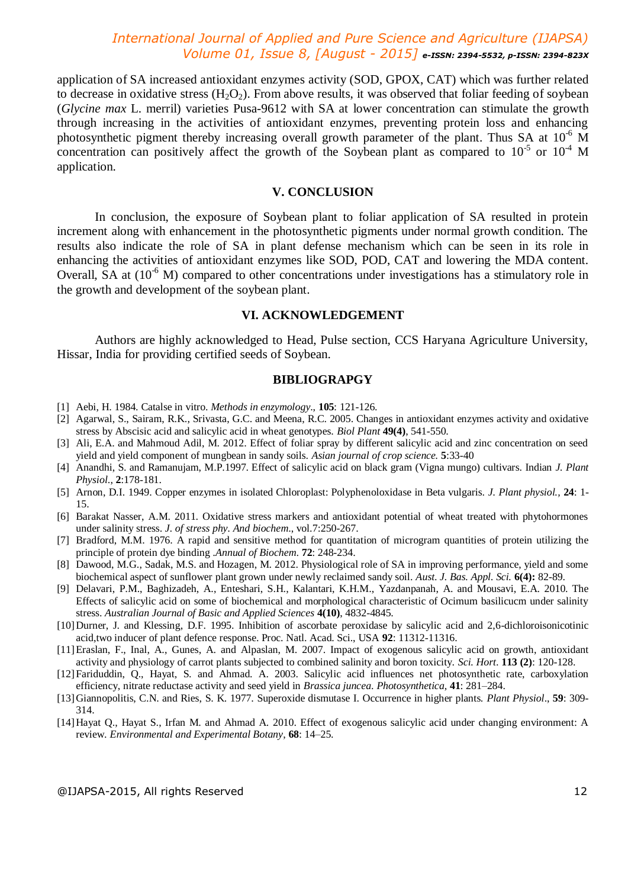application of SA increased antioxidant enzymes activity (SOD, GPOX, CAT) which was further related to decrease in oxidative stress ($H_2O_2$). From above results, it was observed that foliar feeding of soybean (*Glycine max* L. merril) varieties Pusa-9612 with SA at lower concentration can stimulate the growth through increasing in the activities of antioxidant enzymes, preventing protein loss and enhancing photosynthetic pigment thereby increasing overall growth parameter of the plant. Thus SA at $10^{-6}$ M concentration can positively affect the growth of the Soybean plant as compared to $10^{-5}$ or $10^{-4}$ M application.

## V. CONCLUSION

In conclusion, the exposure of Soybean plant to foliar application of SA resulted in protein increment along with enhancement in the photosynthetic pigments under normal growth condition. The results also indicate the role of SA in plant defense mechanism which can be seen in its role in enhancing the activities of antioxidant enzymes like SOD, POD, CAT and lowering the MDA content. Overall, SA at ($10^{-6}$ M) compared to other concentrations under investigations has a stimulatory role in the growth and development of the soybean plant.

## VI. ACKNOWLEDGEMENT

Authors are highly acknowledged to Head, Pulse section, CCS Haryana Agriculture University, Hissar, India for providing certified seeds of Soybean.

## BIBLIOGRAPGY

[1] Aebi, H. 1984. Catalse in vitro. *Methods in enzymology.*, **105**: 121-126.

[2] Agarwal, S., Sairam, R.K., Srivasta, G.C. and Meena, R.C. 2005. Changes in antioxidant enzymes activity and oxidative stress by Abscisic acid and salicylic acid in wheat genotypes. *Biol Plant* **49(4)**, 541-550.

[3] Ali, E.A. and Mahmoud Adil, M. 2012. Effect of foliar spray by different salicylic acid and zinc concentration on seed yield and yield component of mungbean in sandy soils. *Asian journal of crop science.* **5**:33-40

[4] Anandhi, S. and Ramanujam, M.P.1997. Effect of salicylic acid on black gram (Vigna mungo) cultivars. Indian *J. Plant Physiol.*, **2**:178-181.

[5] Arnon, D.I. 1949. Copper enzymes in isolated Chloroplast: Polyphenoloxidase in Beta vulgaris. *J. Plant physiol.*, **24**: 1-15.

[6] Barakat Nasser, A.M. 2011. Oxidative stress markers and antioxidant potential of wheat treated with phytohormones under salinity stress. *J. of stress phy. And biochem*., vol.7:250-267.

[7] Bradford, M.M. 1976. A rapid and sensitive method for quantitation of microgram quantities of protein utilizing the principle of protein dye binding .*Annual of Biochem.* **72**: 248-234.

[8] Dawood, M.G., Sadak, M.S. and Hozagen, M. 2012. Physiological role of SA in improving performance, yield and some biochemical aspect of sunflower plant grown under newly reclaimed sandy soil. *Aust. J. Bas. Appl. Sci.* **6(4):** 82-89.

[9] Delavari, P.M., Baghizadeh, A., Enteshari, S.H., Kalantari, K.H.M., Yazdanpanah, A. and Mousavi, E.A. 2010. The Effects of salicylic acid on some of biochemical and morphological characteristic of Ocimum basilicucm under salinity stress. *Australian Journal of Basic and Applied Sciences* **4(10)**, 4832-4845.

[10] Durner, J. and Klessing, D.F. 1995. Inhibition of ascorbate peroxidase by salicylic acid and 2,6-dichloroisonicotinic acid,two inducer of plant defence response. Proc. Natl. Acad. Sci., USA **92**: 11312-11316.

[11] Eraslan, F., Inal, A., Gunes, A. and Alpaslan, M. 2007. Impact of exogenous salicylic acid on growth, antioxidant activity and physiology of carrot plants subjected to combined salinity and boron toxicity. *Sci. Hort.* **113 (2)**: 120-128.

[12] Fariduddin, Q., Hayat, S. and Ahmad. A. 2003. Salicylic acid influences net photosynthetic rate, carboxylation efficiency, nitrate reductase activity and seed yield in *Brassica juncea. Photosynthetica*, **41**: 281–284.

[13] Giannopolitis, C.N. and Ries, S. K. 1977. Superoxide dismutase I. Occurrence in higher plants. *Plant Physiol*., **59**: 309-314.

[14] Hayat Q., Hayat S., Irfan M. and Ahmad A. 2010. Effect of exogenous salicylic acid under changing environment: A review. *Environmental and Experimental Botany*, **68**: 14–25.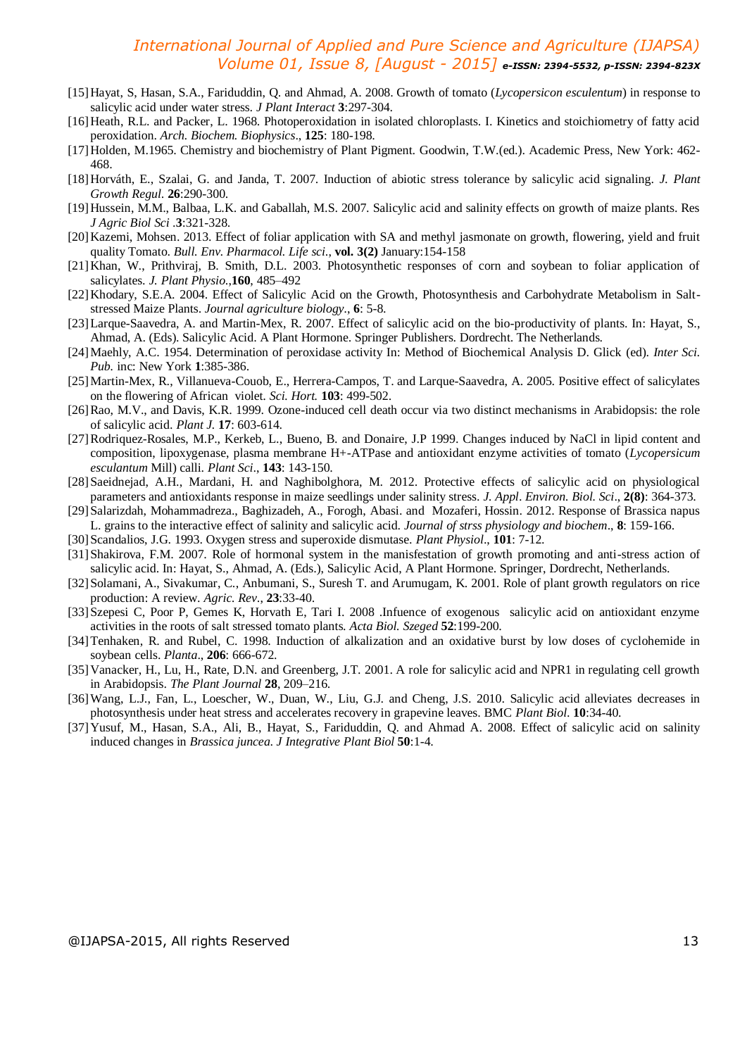[15] Hayat, S, Hasan, S.A., Fariduddin, Q. and Ahmad, A. 2008. Growth of tomato (*Lycopersicon esculentum*) in response to salicylic acid under water stress. *J Plant Interact* **3**:297-304.

[16] Heath, R.L. and Packer, L. 1968. Photoperoxidation in isolated chloroplasts. I. Kinetics and stoichiometry of fatty acid peroxidation. *Arch. Biochem. Biophysics*., **125**: 180-198.

[17] Holden, M.1965. Chemistry and biochemistry of Plant Pigment. Goodwin, T.W.(ed.). Academic Press, New York: 462-468.

[18] Horváth, E., Szalai, G. and Janda, T. 2007. Induction of abiotic stress tolerance by salicylic acid signaling. *J. Plant Growth Regul.* **26**:290-300.

[19] Hussein, M.M., Balbaa, L.K. and Gaballah, M.S. 2007. Salicylic acid and salinity effects on growth of maize plants. Res *J Agric Biol Sci* .**3**:321-328.

[20] Kazemi, Mohsen. 2013. Effect of foliar application with SA and methyl jasmonate on growth, flowering, yield and fruit quality Tomato. *Bull. Env. Pharmacol. Life sci.*, **vol. 3(2)** January:154-158

[21] Khan, W., Prithviraj, B. Smith, D.L. 2003. Photosynthetic responses of corn and soybean to foliar application of salicylates. *J. Plant Physio.*,**160**, 485–492

[22] Khodary, S.E.A. 2004. Effect of Salicylic Acid on the Growth, Photosynthesis and Carbohydrate Metabolism in Salt-stressed Maize Plants. *Journal agriculture biology*., **6**: 5-8.

[23] Larque-Saavedra, A. and Martin-Mex, R. 2007. Effect of salicylic acid on the bio-productivity of plants. In: Hayat, S., Ahmad, A. (Eds). Salicylic Acid. A Plant Hormone. Springer Publishers. Dordrecht. The Netherlands.

[24] Maehly, A.C. 1954. Determination of peroxidase activity In: Method of Biochemical Analysis D. Glick (ed). *Inter Sci. Pub.* inc: New York **1**:385-386.

[25] Martin-Mex, R., Villanueva-Couob, E., Herrera-Campos, T. and Larque-Saavedra, A. 2005. Positive effect of salicylates on the flowering of African violet. *Sci. Hort.* **103**: 499-502.

[26] Rao, M.V., and Davis, K.R. 1999. Ozone-induced cell death occur via two distinct mechanisms in Arabidopsis: the role of salicylic acid. *Plant J.* **17**: 603-614.

[27] Rodriquez-Rosales, M.P., Kerkeb, L., Bueno, B. and Donaire, J.P 1999. Changes induced by NaCl in lipid content and composition, lipoxygenase, plasma membrane H+-ATPase and antioxidant enzyme activities of tomato (*Lycopersicum esculantum* Mill) calli. *Plant Sci*., **143**: 143-150.

[28] Saeidnejad, A.H., Mardani, H. and Naghibolghora, M. 2012. Protective effects of salicylic acid on physiological parameters and antioxidants response in maize seedlings under salinity stress. *J. Appl. Environ. Biol. Sci*., **2(8)**: 364-373.

[29] Salarizdah, Mohammadreza., Baghizadeh, A., Forogh, Abasi. and Mozaferi, Hossin. 2012. Response of Brassica napus L. grains to the interactive effect of salinity and salicylic acid. *Journal of strss physiology and biochem*., **8**: 159-166.

[30] Scandalios, J.G. 1993. Oxygen stress and superoxide dismutase. *Plant Physiol*., **101**: 7-12.

[31] Shakirova, F.M. 2007. Role of hormonal system in the manisfestation of growth promoting and anti-stress action of salicylic acid. In: Hayat, S., Ahmad, A. (Eds.), Salicylic Acid, A Plant Hormone. Springer, Dordrecht, Netherlands.

[32] Solamani, A., Sivakumar, C., Anbumani, S., Suresh T. and Arumugam, K. 2001. Role of plant growth regulators on rice production: A review. *Agric. Rev*., **23**:33-40.

[33] Szepesi C, Poor P, Gemes K, Horvath E, Tari I. 2008 .Infuence of exogenous salicylic acid on antioxidant enzyme activities in the roots of salt stressed tomato plants. *Acta Biol. Szeged* **52**:199-200.

[34] Tenhaken, R. and Rubel, C. 1998. Induction of alkalization and an oxidative burst by low doses of cyclohemide in soybean cells. *Planta*., **206**: 666-672.

[35] Vanacker, H., Lu, H., Rate, D.N. and Greenberg, J.T. 2001. A role for salicylic acid and NPR1 in regulating cell growth in Arabidopsis. *The Plant Journal* **28**, 209–216.

[36] Wang, L.J., Fan, L., Loescher, W., Duan, W., Liu, G.J. and Cheng, J.S. 2010. Salicylic acid alleviates decreases in photosynthesis under heat stress and accelerates recovery in grapevine leaves. BMC *Plant Biol*. **10**:34-40.

[37] Yusuf, M., Hasan, S.A., Ali, B., Hayat, S., Fariduddin, Q. and Ahmad A. 2008. Effect of salicylic acid on salinity induced changes in *Brassica juncea*. *J Integrative Plant Biol* **50**:1-4.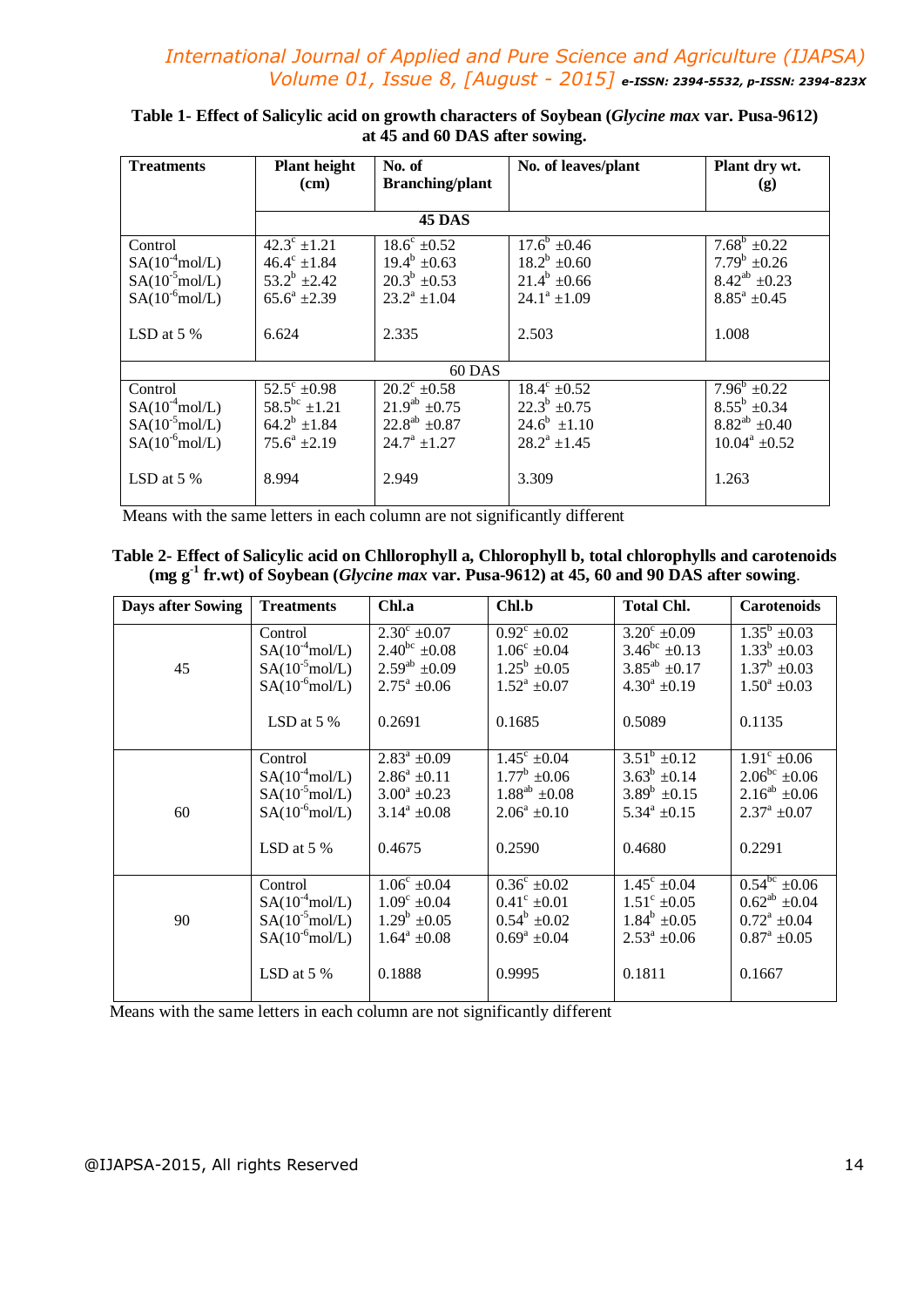**Table 1- Effect of Salicylic acid on growth characters of Soybean (*Glycine max* var. Pusa-9612) at 45 and 60 DAS after sowing.**

| Treatments | Plant height (cm) | No. of Branching/plant | No. of leaves/plant | Plant dry wt. (g) |
|---|---|---|---|---|
| | 45 DAS | | | |
| Control | $42.3^{c}$ ±1.21 | $18.6^{c}$ ±0.52 | $17.6^{b}$ ±0.46 | $7.68^{b}$ ±0.22 |
| SA($10^{-4}$mol/L) | $46.4^{c}$ ±1.84 | $19.4^{b}$ ±0.63 | $18.2^{b}$ ±0.60 | $7.79^{b}$ ±0.26 |
| SA($10^{-5}$mol/L) | $53.2^{b}$ ±2.42 | $20.3^{b}$ ±0.53 | $21.4^{b}$ ±0.66 | $8.42^{ab}$ ±0.23 |
| SA($10^{-6}$mol/L) | $65.6^{a}$ ±2.39 | $23.2^{a}$ ±1.04 | $24.1^{a}$ ±1.09 | $8.85^{a}$ ±0.45 |
| LSD at 5 % | 6.624 | 2.335 | 2.503 | 1.008 |
| | 60 DAS | | | |
| Control | $52.5^{c}$ ±0.98 | $20.2^{c}$ ±0.58 | $18.4^{c}$ ±0.52 | $7.96^{b}$ ±0.22 |
| SA($10^{-4}$mol/L) | $58.5^{bc}$ ±1.21 | $21.9^{ab}$ ±0.75 | $22.3^{b}$ ±0.75 | $8.55^{b}$ ±0.34 |
| SA($10^{-5}$mol/L) | $64.2^{b}$ ±1.84 | $22.8^{ab}$ ±0.87 | $24.6^{b}$ ±1.10 | $8.82^{ab}$ ±0.40 |
| SA($10^{-6}$mol/L) | $75.6^{a}$ ±2.19 | $24.7^{a}$ ±1.27 | $28.2^{a}$ ±1.45 | $10.04^{a}$ ±0.52 |
| LSD at 5 % | 8.994 | 2.949 | 3.309 | 1.263 |

Means with the same letters in each column are not significantly different

**Table 2- Effect of Salicylic acid on Chllorophyll a, Chlorophyll b, total chlorophylls and carotenoids (mg $g^{-1}$ fr.wt) of Soybean (*Glycine max* var. Pusa-9612) at 45, 60 and 90 DAS after sowing.**

| Days after Sowing | Treatments | Chl.a | Chl.b | Total Chl. | Carotenoids |
|---|---|---|---|---|---|
| 45 | Control | $2.30^{c}$ ±0.07 | $0.92^{c}$ ±0.02 | $3.20^{c}$ ±0.09 | $1.35^{b}$ ±0.03 |
| | SA($10^{-4}$mol/L) | $2.40^{bc}$ ±0.08 | $1.06^{c}$ ±0.04 | $3.46^{bc}$ ±0.13 | $1.33^{b}$ ±0.03 |
| | SA($10^{-5}$mol/L) | $2.59^{ab}$ ±0.09 | $1.25^{b}$ ±0.05 | $3.85^{ab}$ ±0.17 | $1.37^{b}$ ±0.03 |
| | SA($10^{-6}$mol/L) | $2.75^{a}$ ±0.06 | $1.52^{a}$ ±0.07 | $4.30^{a}$ ±0.19 | $1.50^{a}$ ±0.03 |
| | LSD at 5 % | 0.2691 | 0.1685 | 0.5089 | 0.1135 |
| 60 | Control | $2.83^{a}$ ±0.09 | $1.45^{c}$ ±0.04 | $3.51^{b}$ ±0.12 | $1.91^{c}$ ±0.06 |
| | SA($10^{-4}$mol/L) | $2.86^{a}$ ±0.11 | $1.77^{b}$ ±0.06 | $3.63^{b}$ ±0.14 | $2.06^{bc}$ ±0.06 |
| | SA($10^{-5}$mol/L) | $3.00^{a}$ ±0.23 | $1.88^{ab}$ ±0.08 | $3.89^{b}$ ±0.15 | $2.16^{ab}$ ±0.06 |
| | SA($10^{-6}$mol/L) | $3.14^{a}$ ±0.08 | $2.06^{a}$ ±0.10 | $5.34^{a}$ ±0.15 | $2.37^{a}$ ±0.07 |
| | LSD at 5 % | 0.4675 | 0.2590 | 0.4680 | 0.2291 |
| 90 | Control | $1.06^{c}$ ±0.04 | $0.36^{c}$ ±0.02 | $1.45^{c}$ ±0.04 | $0.54^{bc}$ ±0.06 |
| | SA($10^{-4}$mol/L) | $1.09^{c}$ ±0.04 | $0.41^{c}$ ±0.01 | $1.51^{c}$ ±0.05 | $0.62^{ab}$ ±0.04 |
| | SA($10^{-5}$mol/L) | $1.29^{b}$ ±0.05 | $0.54^{b}$ ±0.02 | $1.84^{b}$ ±0.05 | $0.72^{a}$ ±0.04 |
| | SA($10^{-6}$mol/L) | $1.64^{a}$ ±0.08 | $0.69^{a}$ ±0.04 | $2.53^{a}$ ±0.06 | $0.87^{a}$ ±0.05 |
| | LSD at 5 % | 0.1888 | 0.9995 | 0.1811 | 0.1667 |

Means with the same letters in each column are not significantly different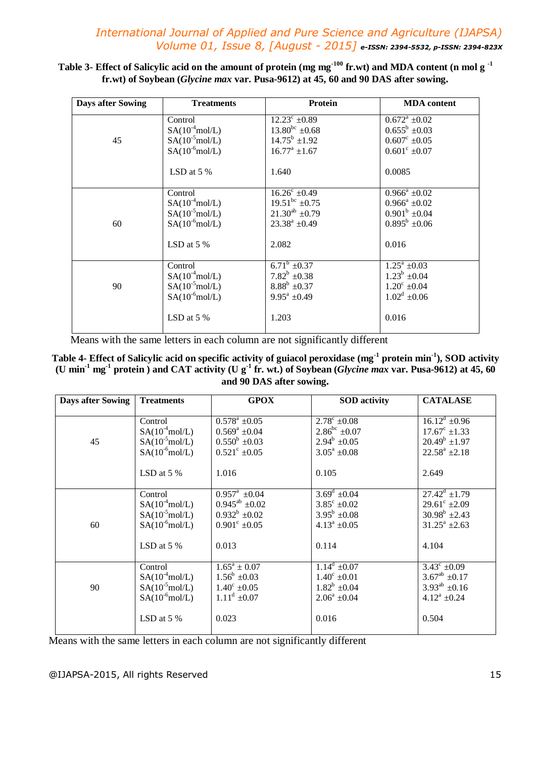**Table 3- Effect of Salicylic acid on the amount of protein (mg $mg^{-100}$ fr.wt) and MDA content (n mol $g^{-1}$ fr.wt) of Soybean (*Glycine max* var. Pusa-9612) at 45, 60 and 90 DAS after sowing.**

| Days after Sowing | Treatments | Protein | MDA content |
|---|---|---|---|
| 45 | Control | $12.23^{c}$ ±0.89 | $0.672^{a}$ ±0.02 |
| | SA($10^{-4}$mol/L) | $13.80^{bc}$ ±0.68 | $0.655^{b}$ ±0.03 |
| | SA($10^{-5}$mol/L) | $14.75^{b}$ ±1.92 | $0.607^{c}$ ±0.05 |
| | SA($10^{-6}$mol/L) | $16.77^{a}$ ±1.67 | $0.601^{c}$ ±0.07 |
| | LSD at 5 % | 1.640 | 0.0085 |
| 60 | Control | $16.26^{c}$ ±0.49 | $0.966^{a}$ ±0.02 |
| | SA($10^{-4}$mol/L) | $19.51^{bc}$ ±0.75 | $0.966^{a}$ ±0.02 |
| | SA($10^{-5}$mol/L) | $21.30^{ab}$ ±0.79 | $0.901^{b}$ ±0.04 |
| | SA($10^{-6}$mol/L) | $23.38^{a}$ ±0.49 | $0.895^{b}$ ±0.06 |
| | LSD at 5 % | 2.082 | 0.016 |
| 90 | Control | $6.71^{b}$ ±0.37 | $1.25^{a}$ ±0.03 |
| | SA($10^{-4}$mol/L) | $7.82^{b}$ ±0.38 | $1.23^{b}$ ±0.04 |
| | SA($10^{-5}$mol/L) | $8.88^{b}$ ±0.37 | $1.20^{c}$ ±0.04 |
| | SA($10^{-6}$mol/L) | $9.95^{a}$ ±0.49 | $1.02^{d}$ ±0.06 |
| | LSD at 5 % | 1.203 | 0.016 |

Means with the same letters in each column are not significantly different

**Table 4- Effect of Salicylic acid on specific activity of guiacol peroxidase ($mg^{-1}$ protein $min^{-1}$), SOD activity (U $min^{-1}$ $mg^{-1}$ protein ) and CAT activity (U $g^{-1}$ fr. wt.) of Soybean (*Glycine max* var. Pusa-9612) at 45, 60 and 90 DAS after sowing.**

| Days after Sowing | Treatments | GPOX | SOD activity | CATALASE |
|---|---|---|---|---|
| 45 | Control | $0.578^{a}$ ±0.05 | $2.78^{c}$ ±0.08 | $16.12^{d}$ ±0.96 |
| | SA($10^{-4}$mol/L) | $0.569^{a}$ ±0.04 | $2.86^{bc}$ ±0.07 | $17.67^{c}$ ±1.33 |
| | SA($10^{-5}$mol/L) | $0.550^{b}$ ±0.03 | $2.94^{b}$ ±0.05 | $20.49^{b}$ ±1.97 |
| | SA($10^{-6}$mol/L) | $0.521^{c}$ ±0.05 | $3.05^{a}$ ±0.08 | $22.58^{a}$ ±2.18 |
| | LSD at 5 % | 1.016 | 0.105 | 2.649 |
| 60 | Control | $0.957^{a}$ ±0.04 | $3.69^{d}$ ±0.04 | $27.42^{d}$ ±1.79 |
| | SA($10^{-4}$mol/L) | $0.945^{ab}$ ±0.02 | $3.85^{c}$ ±0.02 | $29.61^{c}$ ±2.09 |
| | SA($10^{-5}$mol/L) | $0.932^{b}$ ±0.02 | $3.95^{b}$ ±0.08 | $30.98^{b}$ ±2.43 |
| | SA($10^{-6}$mol/L) | $0.901^{c}$ ±0.05 | $4.13^{a}$ ±0.05 | $31.25^{a}$ ±2.63 |
| | LSD at 5 % | 0.013 | 0.114 | 4.104 |
| 90 | Control | $1.65^{a}$ ± 0.07 | $1.14^{d}$ ±0.07 | $3.43^{c}$ ±0.09 |
| | SA($10^{-4}$mol/L) | $1.56^{b}$ ±0.03 | $1.40^{c}$ ±0.01 | $3.67^{ab}$ ±0.17 |
| | SA($10^{-5}$mol/L) | $1.40^{c}$ ±0.05 | $1.82^{b}$ ±0.04 | $3.93^{ab}$ ±0.16 |
| | SA($10^{-6}$mol/L) | $1.11^{d}$ ±0.07 | $2.06^{a}$ ±0.04 | $4.12^{a}$ ±0.24 |
| | LSD at 5 % | 0.023 | 0.016 | 0.504 |

Means with the same letters in each column are not significantly different